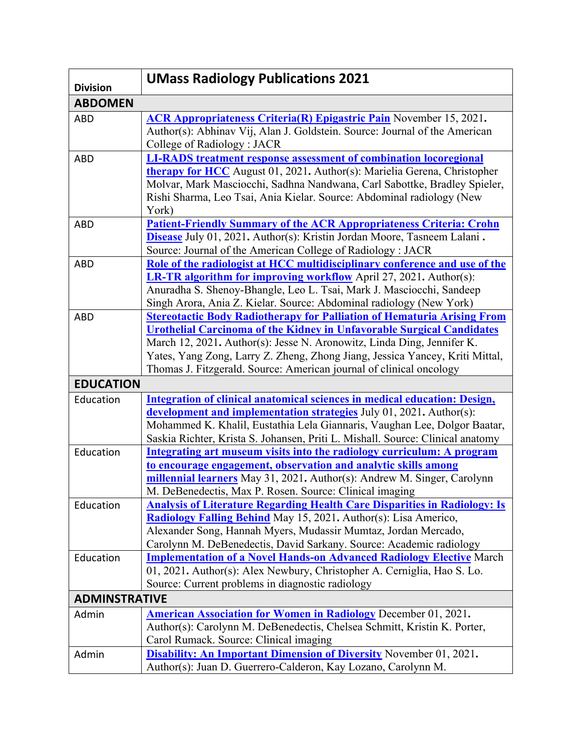| Division | UMass Radiology Publications 2021 |
|---|---|
| **ABDOMEN** | |
| ABD | **ACR Appropriateness Criteria(R) Epigastric Pain** November 15, 2021**.** Author(s): Abhinav Vij, Alan J. Goldstein. Source: Journal of the American College of Radiology : JACR |
| ABD | **LI-RADS treatment response assessment of combination locoregional therapy for HCC** August 01, 2021**.** Author(s): Marielia Gerena, Christopher Molvar, Mark Masciocchi, Sadhna Nandwana, Carl Sabottke, Bradley Spieler, Rishi Sharma, Leo Tsai, Ania Kielar. Source: Abdominal radiology (New York) |
| ABD | **Patient-Friendly Summary of the ACR Appropriateness Criteria: Crohn Disease** July 01, 2021**.** Author(s): Kristin Jordan Moore, Tasneem Lalani **.** Source: Journal of the American College of Radiology : JACR |
| ABD | **Role of the radiologist at HCC multidisciplinary conference and use of the LR-TR algorithm for improving workflow** April 27, 2021**.** Author(s): Anuradha S. Shenoy-Bhangle, Leo L. Tsai, Mark J. Masciocchi, Sandeep Singh Arora, Ania Z. Kielar. Source: Abdominal radiology (New York) |
| ABD | **Stereotactic Body Radiotherapy for Palliation of Hematuria Arising From Urothelial Carcinoma of the Kidney in Unfavorable Surgical Candidates** March 12, 2021**.** Author(s): Jesse N. Aronowitz, Linda Ding, Jennifer K. Yates, Yang Zong, Larry Z. Zheng, Zhong Jiang, Jessica Yancey, Kriti Mittal, Thomas J. Fitzgerald. Source: American journal of clinical oncology |
| **EDUCATION** | |
| Education | **Integration of clinical anatomical sciences in medical education: Design, development and implementation strategies** July 01, 2021**.** Author(s): Mohammed K. Khalil, Eustathia Lela Giannaris, Vaughan Lee, Dolgor Baatar, Saskia Richter, Krista S. Johansen, Priti L. Mishall. Source: Clinical anatomy |
| Education | **Integrating art museum visits into the radiology curriculum: A program to encourage engagement, observation and analytic skills among millennial learners** May 31, 2021**.** Author(s): Andrew M. Singer, Carolynn M. DeBenedectis, Max P. Rosen. Source: Clinical imaging |
| Education | **Analysis of Literature Regarding Health Care Disparities in Radiology: Is Radiology Falling Behind** May 15, 2021**.** Author(s): Lisa Americo, Alexander Song, Hannah Myers, Mudassir Mumtaz, Jordan Mercado, Carolynn M. DeBenedectis, David Sarkany. Source: Academic radiology |
| Education | **Implementation of a Novel Hands-on Advanced Radiology Elective** March 01, 2021**.** Author(s): Alex Newbury, Christopher A. Cerniglia, Hao S. Lo. Source: Current problems in diagnostic radiology |
| **ADMINSTRATIVE** | |
| Admin | **American Association for Women in Radiology** December 01, 2021**.** Author(s): Carolynn M. DeBenedectis, Chelsea Schmitt, Kristin K. Porter, Carol Rumack. Source: Clinical imaging |
| Admin | **Disability: An Important Dimension of Diversity** November 01, 2021**.** Author(s): Juan D. Guerrero-Calderon, Kay Lozano, Carolynn M. |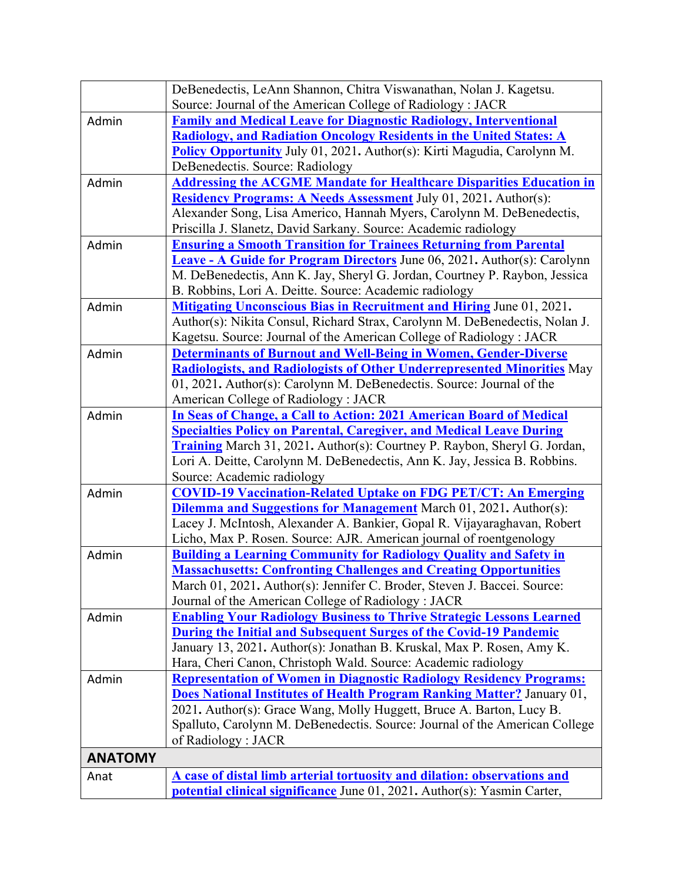| | |
|---|---|
| | DeBenedectis, LeAnn Shannon, Chitra Viswanathan, Nolan J. Kagetsu. Source: Journal of the American College of Radiology : JACR |
| Admin | **Family and Medical Leave for Diagnostic Radiology, Interventional Radiology, and Radiation Oncology Residents in the United States: A Policy Opportunity** July 01, 2021**.** Author(s): Kirti Magudia, Carolynn M. DeBenedectis. Source: Radiology |
| Admin | **Addressing the ACGME Mandate for Healthcare Disparities Education in Residency Programs: A Needs Assessment** July 01, 2021**.** Author(s): Alexander Song, Lisa Americo, Hannah Myers, Carolynn M. DeBenedectis, Priscilla J. Slanetz, David Sarkany. Source: Academic radiology |
| Admin | **Ensuring a Smooth Transition for Trainees Returning from Parental Leave - A Guide for Program Directors** June 06, 2021**.** Author(s): Carolynn M. DeBenedectis, Ann K. Jay, Sheryl G. Jordan, Courtney P. Raybon, Jessica B. Robbins, Lori A. Deitte. Source: Academic radiology |
| Admin | **Mitigating Unconscious Bias in Recruitment and Hiring** June 01, 2021**.** Author(s): Nikita Consul, Richard Strax, Carolynn M. DeBenedectis, Nolan J. Kagetsu. Source: Journal of the American College of Radiology : JACR |
| Admin | **Determinants of Burnout and Well-Being in Women, Gender-Diverse Radiologists, and Radiologists of Other Underrepresented Minorities** May 01, 2021**.** Author(s): Carolynn M. DeBenedectis. Source: Journal of the American College of Radiology : JACR |
| Admin | **In Seas of Change, a Call to Action: 2021 American Board of Medical Specialties Policy on Parental, Caregiver, and Medical Leave During Training** March 31, 2021**.** Author(s): Courtney P. Raybon, Sheryl G. Jordan, Lori A. Deitte, Carolynn M. DeBenedectis, Ann K. Jay, Jessica B. Robbins. Source: Academic radiology |
| Admin | **COVID-19 Vaccination-Related Uptake on FDG PET/CT: An Emerging Dilemma and Suggestions for Management** March 01, 2021**.** Author(s): Lacey J. McIntosh, Alexander A. Bankier, Gopal R. Vijayaraghavan, Robert Licho, Max P. Rosen. Source: AJR. American journal of roentgenology |
| Admin | **Building a Learning Community for Radiology Quality and Safety in Massachusetts: Confronting Challenges and Creating Opportunities** March 01, 2021**.** Author(s): Jennifer C. Broder, Steven J. Baccei. Source: Journal of the American College of Radiology : JACR |
| Admin | **Enabling Your Radiology Business to Thrive Strategic Lessons Learned During the Initial and Subsequent Surges of the Covid-19 Pandemic** January 13, 2021**.** Author(s): Jonathan B. Kruskal, Max P. Rosen, Amy K. Hara, Cheri Canon, Christoph Wald. Source: Academic radiology |
| Admin | **Representation of Women in Diagnostic Radiology Residency Programs: Does National Institutes of Health Program Ranking Matter?** January 01, 2021**.** Author(s): Grace Wang, Molly Huggett, Bruce A. Barton, Lucy B. Spalluto, Carolynn M. DeBenedectis. Source: Journal of the American College of Radiology : JACR |
| **ANATOMY** | |
| Anat | **A case of distal limb arterial tortuosity and dilation: observations and potential clinical significance** June 01, 2021**.** Author(s): Yasmin Carter, |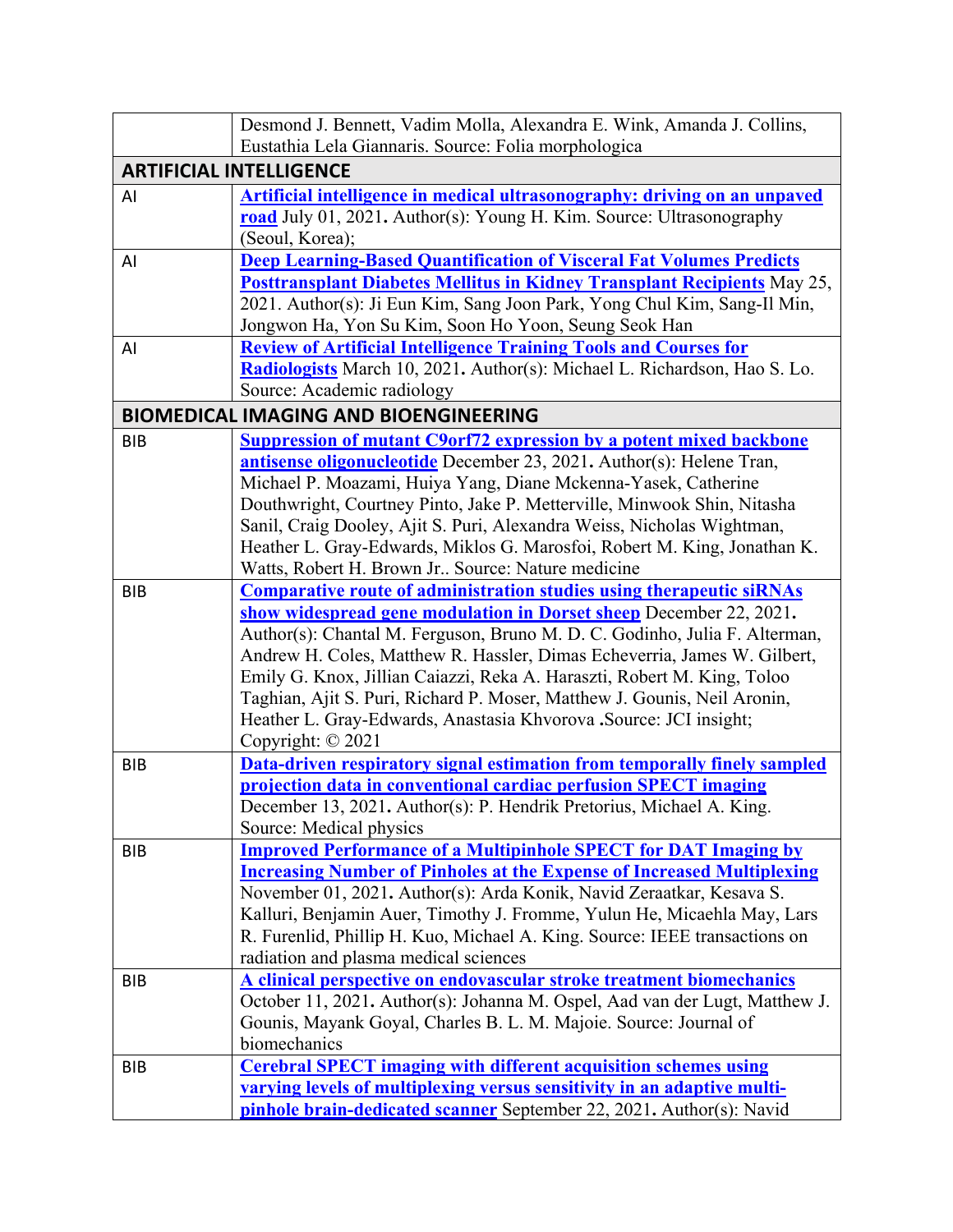| | |
|---|---|
| | Desmond J. Bennett, Vadim Molla, Alexandra E. Wink, Amanda J. Collins, Eustathia Lela Giannaris. Source: Folia morphologica |
| **ARTIFICIAL INTELLIGENCE** | |
| AI | **Artificial intelligence in medical ultrasonography: driving on an unpaved road** July 01, 2021**.** Author(s): Young H. Kim. Source: Ultrasonography (Seoul, Korea); |
| AI | **Deep Learning-Based Quantification of Visceral Fat Volumes Predicts Posttransplant Diabetes Mellitus in Kidney Transplant Recipients** May 25, 2021. Author(s): Ji Eun Kim, Sang Joon Park, Yong Chul Kim, Sang-Il Min, Jongwon Ha, Yon Su Kim, Soon Ho Yoon, Seung Seok Han |
| AI | **Review of Artificial Intelligence Training Tools and Courses for Radiologists** March 10, 2021**.** Author(s): Michael L. Richardson, Hao S. Lo. Source: Academic radiology |
| **BIOMEDICAL IMAGING AND BIOENGINEERING** | |
| BIB | **Suppression of mutant C9orf72 expression by a potent mixed backbone antisense oligonucleotide** December 23, 2021**.** Author(s): Helene Tran, Michael P. Moazami, Huiya Yang, Diane Mckenna-Yasek, Catherine Douthwright, Courtney Pinto, Jake P. Metterville, Minwook Shin, Nitasha Sanil, Craig Dooley, Ajit S. Puri, Alexandra Weiss, Nicholas Wightman, Heather L. Gray-Edwards, Miklos G. Marosfoi, Robert M. King, Jonathan K. Watts, Robert H. Brown Jr.. Source: Nature medicine |
| BIB | **Comparative route of administration studies using therapeutic siRNAs show widespread gene modulation in Dorset sheep** December 22, 2021**.** Author(s): Chantal M. Ferguson, Bruno M. D. C. Godinho, Julia F. Alterman, Andrew H. Coles, Matthew R. Hassler, Dimas Echeverria, James W. Gilbert, Emily G. Knox, Jillian Caiazzi, Reka A. Haraszti, Robert M. King, Toloo Taghian, Ajit S. Puri, Richard P. Moser, Matthew J. Gounis, Neil Aronin, Heather L. Gray-Edwards, Anastasia Khvorova **.**Source: JCI insight; Copyright: © 2021 |
| BIB | **Data-driven respiratory signal estimation from temporally finely sampled projection data in conventional cardiac perfusion SPECT imaging** December 13, 2021**.** Author(s): P. Hendrik Pretorius, Michael A. King. Source: Medical physics |
| BIB | **Improved Performance of a Multipinhole SPECT for DAT Imaging by Increasing Number of Pinholes at the Expense of Increased Multiplexing** November 01, 2021**.** Author(s): Arda Konik, Navid Zeraatkar, Kesava S. Kalluri, Benjamin Auer, Timothy J. Fromme, Yulun He, Micaehla May, Lars R. Furenlid, Phillip H. Kuo, Michael A. King. Source: IEEE transactions on radiation and plasma medical sciences |
| BIB | **A clinical perspective on endovascular stroke treatment biomechanics** October 11, 2021**.** Author(s): Johanna M. Ospel, Aad van der Lugt, Matthew J. Gounis, Mayank Goyal, Charles B. L. M. Majoie. Source: Journal of biomechanics |
| BIB | **Cerebral SPECT imaging with different acquisition schemes using varying levels of multiplexing versus sensitivity in an adaptive multi-pinhole brain-dedicated scanner** September 22, 2021**.** Author(s): Navid |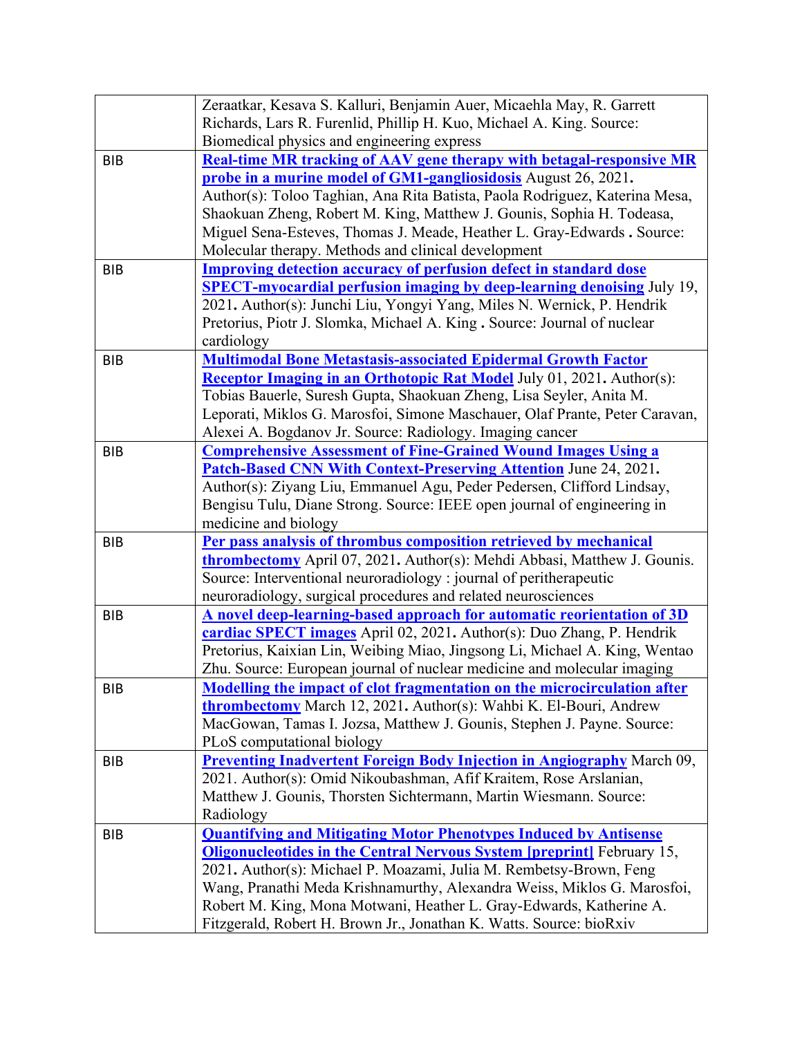| | |
|---|---|
| | Zeraatkar, Kesava S. Kalluri, Benjamin Auer, Micaehla May, R. Garrett Richards, Lars R. Furenlid, Phillip H. Kuo, Michael A. King. Source: Biomedical physics and engineering express |
| BIB | **Real-time MR tracking of AAV gene therapy with betagal-responsive MR probe in a murine model of GM1-gangliosidosis** August 26, 2021**.** Author(s): Toloo Taghian, Ana Rita Batista, Paola Rodriguez, Katerina Mesa, Shaokuan Zheng, Robert M. King, Matthew J. Gounis, Sophia H. Todeasa, Miguel Sena-Esteves, Thomas J. Meade, Heather L. Gray-Edwards **.** Source: Molecular therapy. Methods and clinical development |
| BIB | **Improving detection accuracy of perfusion defect in standard dose SPECT-myocardial perfusion imaging by deep-learning denoising** July 19, 2021**.** Author(s): Junchi Liu, Yongyi Yang, Miles N. Wernick, P. Hendrik Pretorius, Piotr J. Slomka, Michael A. King **.** Source: Journal of nuclear cardiology |
| BIB | **Multimodal Bone Metastasis-associated Epidermal Growth Factor Receptor Imaging in an Orthotopic Rat Model** July 01, 2021**.** Author(s): Tobias Bauerle, Suresh Gupta, Shaokuan Zheng, Lisa Seyler, Anita M. Leporati, Miklos G. Marosfoi, Simone Maschauer, Olaf Prante, Peter Caravan, Alexei A. Bogdanov Jr. Source: Radiology. Imaging cancer |
| BIB | **Comprehensive Assessment of Fine-Grained Wound Images Using a Patch-Based CNN With Context-Preserving Attention** June 24, 2021**.** Author(s): Ziyang Liu, Emmanuel Agu, Peder Pedersen, Clifford Lindsay, Bengisu Tulu, Diane Strong. Source: IEEE open journal of engineering in medicine and biology |
| BIB | **Per pass analysis of thrombus composition retrieved by mechanical thrombectomy** April 07, 2021**.** Author(s): Mehdi Abbasi, Matthew J. Gounis. Source: Interventional neuroradiology : journal of peritherapeutic neuroradiology, surgical procedures and related neurosciences |
| BIB | **A novel deep-learning-based approach for automatic reorientation of 3D cardiac SPECT images** April 02, 2021**.** Author(s): Duo Zhang, P. Hendrik Pretorius, Kaixian Lin, Weibing Miao, Jingsong Li, Michael A. King, Wentao Zhu. Source: European journal of nuclear medicine and molecular imaging |
| BIB | **Modelling the impact of clot fragmentation on the microcirculation after thrombectomy** March 12, 2021**.** Author(s): Wahbi K. El-Bouri, Andrew MacGowan, Tamas I. Jozsa, Matthew J. Gounis, Stephen J. Payne. Source: PLoS computational biology |
| BIB | **Preventing Inadvertent Foreign Body Injection in Angiography** March 09, 2021. Author(s): Omid Nikoubashman, Afif Kraitem, Rose Arslanian, Matthew J. Gounis, Thorsten Sichtermann, Martin Wiesmann. Source: Radiology |
| BIB | **Quantifying and Mitigating Motor Phenotypes Induced by Antisense Oligonucleotides in the Central Nervous System [preprint]** February 15, 2021**.** Author(s): Michael P. Moazami, Julia M. Rembetsy-Brown, Feng Wang, Pranathi Meda Krishnamurthy, Alexandra Weiss, Miklos G. Marosfoi, Robert M. King, Mona Motwani, Heather L. Gray-Edwards, Katherine A. Fitzgerald, Robert H. Brown Jr., Jonathan K. Watts. Source: bioRxiv |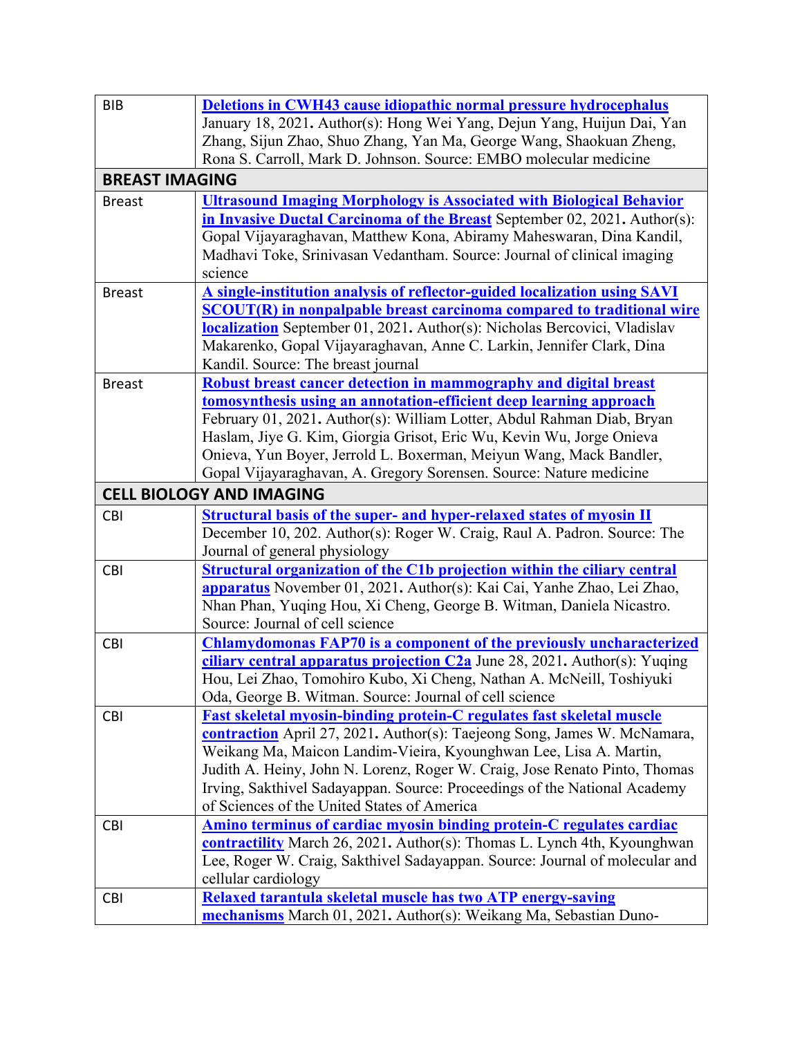| | |
|---|---|
| BIB | **Deletions in CWH43 cause idiopathic normal pressure hydrocephalus** January 18, 2021**.** Author(s): Hong Wei Yang, Dejun Yang, Huijun Dai, Yan Zhang, Sijun Zhao, Shuo Zhang, Yan Ma, George Wang, Shaokuan Zheng, Rona S. Carroll, Mark D. Johnson. Source: EMBO molecular medicine |
| **BREAST IMAGING** | |
| Breast | **Ultrasound Imaging Morphology is Associated with Biological Behavior in Invasive Ductal Carcinoma of the Breast** September 02, 2021**.** Author(s): Gopal Vijayaraghavan, Matthew Kona, Abiramy Maheswaran, Dina Kandil, Madhavi Toke, Srinivasan Vedantham. Source: Journal of clinical imaging science |
| Breast | **A single-institution analysis of reflector-guided localization using SAVI SCOUT(R) in nonpalpable breast carcinoma compared to traditional wire localization** September 01, 2021**.** Author(s): Nicholas Bercovici, Vladislav Makarenko, Gopal Vijayaraghavan, Anne C. Larkin, Jennifer Clark, Dina Kandil. Source: The breast journal |
| Breast | **Robust breast cancer detection in mammography and digital breast tomosynthesis using an annotation-efficient deep learning approach** February 01, 2021**.** Author(s): William Lotter, Abdul Rahman Diab, Bryan Haslam, Jiye G. Kim, Giorgia Grisot, Eric Wu, Kevin Wu, Jorge Onieva Onieva, Yun Boyer, Jerrold L. Boxerman, Meiyun Wang, Mack Bandler, Gopal Vijayaraghavan, A. Gregory Sorensen. Source: Nature medicine |
| **CELL BIOLOGY AND IMAGING** | |
| CBI | **Structural basis of the super- and hyper-relaxed states of myosin II** December 10, 202. Author(s): Roger W. Craig, Raul A. Padron. Source: The Journal of general physiology |
| CBI | **Structural organization of the C1b projection within the ciliary central apparatus** November 01, 2021**.** Author(s): Kai Cai, Yanhe Zhao, Lei Zhao, Nhan Phan, Yuqing Hou, Xi Cheng, George B. Witman, Daniela Nicastro. Source: Journal of cell science |
| CBI | **Chlamydomonas FAP70 is a component of the previously uncharacterized ciliary central apparatus projection C2a** June 28, 2021**.** Author(s): Yuqing Hou, Lei Zhao, Tomohiro Kubo, Xi Cheng, Nathan A. McNeill, Toshiyuki Oda, George B. Witman. Source: Journal of cell science |
| CBI | **Fast skeletal myosin-binding protein-C regulates fast skeletal muscle contraction** April 27, 2021**.** Author(s): Taejeong Song, James W. McNamara, Weikang Ma, Maicon Landim-Vieira, Kyounghwan Lee, Lisa A. Martin, Judith A. Heiny, John N. Lorenz, Roger W. Craig, Jose Renato Pinto, Thomas Irving, Sakthivel Sadayappan. Source: Proceedings of the National Academy of Sciences of the United States of America |
| CBI | **Amino terminus of cardiac myosin binding protein-C regulates cardiac contractility** March 26, 2021**.** Author(s): Thomas L. Lynch 4th, Kyounghwan Lee, Roger W. Craig, Sakthivel Sadayappan. Source: Journal of molecular and cellular cardiology |
| CBI | **Relaxed tarantula skeletal muscle has two ATP energy-saving mechanisms** March 01, 2021**.** Author(s): Weikang Ma, Sebastian Duno- |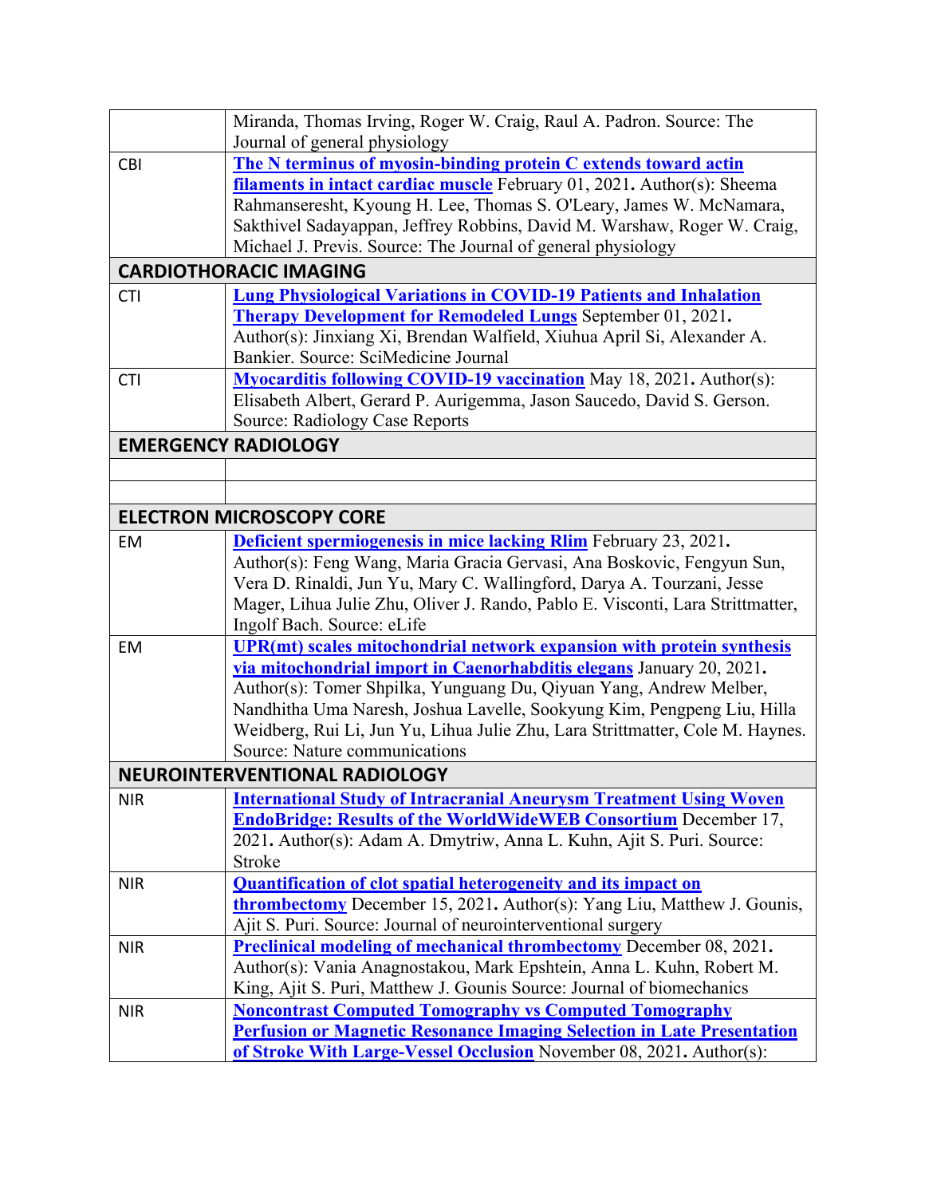| | |
|---|---|
| | Miranda, Thomas Irving, Roger W. Craig, Raul A. Padron. Source: The Journal of general physiology |
| CBI | **The N terminus of myosin-binding protein C extends toward actin filaments in intact cardiac muscle** February 01, 2021**.** Author(s): Sheema Rahmanseresht, Kyoung H. Lee, Thomas S. O'Leary, James W. McNamara, Sakthivel Sadayappan, Jeffrey Robbins, David M. Warshaw, Roger W. Craig, Michael J. Previs. Source: The Journal of general physiology |
| **CARDIOTHORACIC IMAGING** | |
| CTI | **Lung Physiological Variations in COVID-19 Patients and Inhalation Therapy Development for Remodeled Lungs** September 01, 2021**.** Author(s): Jinxiang Xi, Brendan Walfield, Xiuhua April Si, Alexander A. Bankier. Source: SciMedicine Journal |
| CTI | **Myocarditis following COVID-19 vaccination** May 18, 2021**.** Author(s): Elisabeth Albert, Gerard P. Aurigemma, Jason Saucedo, David S. Gerson. Source: Radiology Case Reports |
| **EMERGENCY RADIOLOGY** | |
| | |
| | |
| **ELECTRON MICROSCOPY CORE** | |
| EM | **Deficient spermiogenesis in mice lacking Rlim** February 23, 2021**.** Author(s): Feng Wang, Maria Gracia Gervasi, Ana Boskovic, Fengyun Sun, Vera D. Rinaldi, Jun Yu, Mary C. Wallingford, Darya A. Tourzani, Jesse Mager, Lihua Julie Zhu, Oliver J. Rando, Pablo E. Visconti, Lara Strittmatter, Ingolf Bach. Source: eLife |
| EM | **UPR(mt) scales mitochondrial network expansion with protein synthesis via mitochondrial import in Caenorhabditis elegans** January 20, 2021**.** Author(s): Tomer Shpilka, Yunguang Du, Qiyuan Yang, Andrew Melber, Nandhitha Uma Naresh, Joshua Lavelle, Sookyung Kim, Pengpeng Liu, Hilla Weidberg, Rui Li, Jun Yu, Lihua Julie Zhu, Lara Strittmatter, Cole M. Haynes. Source: Nature communications |
| **NEUROINTERVENTIONAL RADIOLOGY** | |
| NIR | **International Study of Intracranial Aneurysm Treatment Using Woven EndoBridge: Results of the WorldWideWEB Consortium** December 17, 2021**.** Author(s): Adam A. Dmytriw, Anna L. Kuhn, Ajit S. Puri. Source: Stroke |
| NIR | **Quantification of clot spatial heterogeneity and its impact on thrombectomy** December 15, 2021**.** Author(s): Yang Liu, Matthew J. Gounis, Ajit S. Puri. Source: Journal of neurointerventional surgery |
| NIR | **Preclinical modeling of mechanical thrombectomy** December 08, 2021**.** Author(s): Vania Anagnostakou, Mark Epshtein, Anna L. Kuhn, Robert M. King, Ajit S. Puri, Matthew J. Gounis Source: Journal of biomechanics |
| NIR | **Noncontrast Computed Tomography vs Computed Tomography Perfusion or Magnetic Resonance Imaging Selection in Late Presentation of Stroke With Large-Vessel Occlusion** November 08, 2021**.** Author(s): |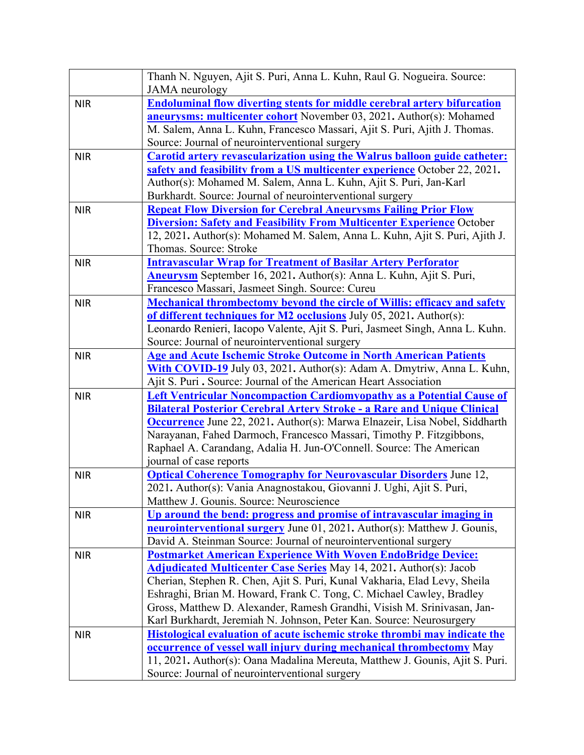| | |
|---|---|
| | Thanh N. Nguyen, Ajit S. Puri, Anna L. Kuhn, Raul G. Nogueira. Source: JAMA neurology |
| NIR | **Endoluminal flow diverting stents for middle cerebral artery bifurcation aneurysms: multicenter cohort** November 03, 2021**.** Author(s): Mohamed M. Salem, Anna L. Kuhn, Francesco Massari, Ajit S. Puri, Ajith J. Thomas. Source: Journal of neurointerventional surgery |
| NIR | **Carotid artery revascularization using the Walrus balloon guide catheter: safety and feasibility from a US multicenter experience** October 22, 2021**.** Author(s): Mohamed M. Salem, Anna L. Kuhn, Ajit S. Puri, Jan-Karl Burkhardt. Source: Journal of neurointerventional surgery |
| NIR | **Repeat Flow Diversion for Cerebral Aneurysms Failing Prior Flow Diversion: Safety and Feasibility From Multicenter Experience** October 12, 2021**.** Author(s): Mohamed M. Salem, Anna L. Kuhn, Ajit S. Puri, Ajith J. Thomas. Source: Stroke |
| NIR | **Intravascular Wrap for Treatment of Basilar Artery Perforator Aneurysm** September 16, 2021**.** Author(s): Anna L. Kuhn, Ajit S. Puri, Francesco Massari, Jasmeet Singh. Source: Cureu |
| NIR | **Mechanical thrombectomy beyond the circle of Willis: efficacy and safety of different techniques for M2 occlusions** July 05, 2021**.** Author(s): Leonardo Renieri, Iacopo Valente, Ajit S. Puri, Jasmeet Singh, Anna L. Kuhn. Source: Journal of neurointerventional surgery |
| NIR | **Age and Acute Ischemic Stroke Outcome in North American Patients With COVID-19** July 03, 2021**.** Author(s): Adam A. Dmytriw, Anna L. Kuhn, Ajit S. Puri **.** Source: Journal of the American Heart Association |
| NIR | **Left Ventricular Noncompaction Cardiomyopathy as a Potential Cause of Bilateral Posterior Cerebral Artery Stroke - a Rare and Unique Clinical Occurrence** June 22, 2021**.** Author(s): Marwa Elnazeir, Lisa Nobel, Siddharth Narayanan, Fahed Darmoch, Francesco Massari, Timothy P. Fitzgibbons, Raphael A. Carandang, Adalia H. Jun-O'Connell. Source: The American journal of case reports |
| NIR | **Optical Coherence Tomography for Neurovascular Disorders** June 12, 2021**.** Author(s): Vania Anagnostakou, Giovanni J. Ughi, Ajit S. Puri, Matthew J. Gounis. Source: Neuroscience |
| NIR | **Up around the bend: progress and promise of intravascular imaging in neurointerventional surgery** June 01, 2021**.** Author(s): Matthew J. Gounis, David A. Steinman Source: Journal of neurointerventional surgery |
| NIR | **Postmarket American Experience With Woven EndoBridge Device: Adjudicated Multicenter Case Series** May 14, 2021**.** Author(s): Jacob Cherian, Stephen R. Chen, Ajit S. Puri, Kunal Vakharia, Elad Levy, Sheila Eshraghi, Brian M. Howard, Frank C. Tong, C. Michael Cawley, Bradley Gross, Matthew D. Alexander, Ramesh Grandhi, Visish M. Srinivasan, Jan-Karl Burkhardt, Jeremiah N. Johnson, Peter Kan. Source: Neurosurgery |
| NIR | **Histological evaluation of acute ischemic stroke thrombi may indicate the occurrence of vessel wall injury during mechanical thrombectomy** May 11, 2021**.** Author(s): Oana Madalina Mereuta, Matthew J. Gounis, Ajit S. Puri. Source: Journal of neurointerventional surgery |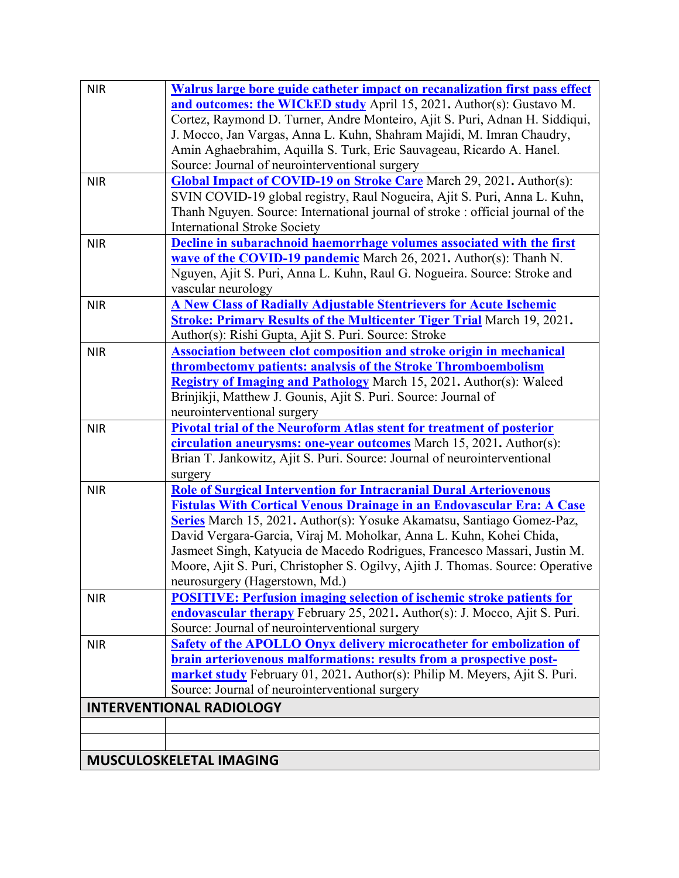| | |
|---|---|
| NIR | **Walrus large bore guide catheter impact on recanalization first pass effect and outcomes: the WICkED study** April 15, 2021**.** Author(s): Gustavo M. Cortez, Raymond D. Turner, Andre Monteiro, Ajit S. Puri, Adnan H. Siddiqui, J. Mocco, Jan Vargas, Anna L. Kuhn, Shahram Majidi, M. Imran Chaudry, Amin Aghaebrahim, Aquilla S. Turk, Eric Sauvageau, Ricardo A. Hanel. Source: Journal of neurointerventional surgery |
| NIR | **Global Impact of COVID-19 on Stroke Care** March 29, 2021**.** Author(s): SVIN COVID-19 global registry, Raul Nogueira, Ajit S. Puri, Anna L. Kuhn, Thanh Nguyen. Source: International journal of stroke : official journal of the International Stroke Society |
| NIR | **Decline in subarachnoid haemorrhage volumes associated with the first wave of the COVID-19 pandemic** March 26, 2021**.** Author(s): Thanh N. Nguyen, Ajit S. Puri, Anna L. Kuhn, Raul G. Nogueira. Source: Stroke and vascular neurology |
| NIR | **A New Class of Radially Adjustable Stentrievers for Acute Ischemic Stroke: Primary Results of the Multicenter Tiger Trial** March 19, 2021**.** Author(s): Rishi Gupta, Ajit S. Puri. Source: Stroke |
| NIR | **Association between clot composition and stroke origin in mechanical thrombectomy patients: analysis of the Stroke Thromboembolism Registry of Imaging and Pathology** March 15, 2021**.** Author(s): Waleed Brinjikji, Matthew J. Gounis, Ajit S. Puri. Source: Journal of neurointerventional surgery |
| NIR | **Pivotal trial of the Neuroform Atlas stent for treatment of posterior circulation aneurysms: one-year outcomes** March 15, 2021**.** Author(s): Brian T. Jankowitz, Ajit S. Puri. Source: Journal of neurointerventional surgery |
| NIR | **Role of Surgical Intervention for Intracranial Dural Arteriovenous Fistulas With Cortical Venous Drainage in an Endovascular Era: A Case Series** March 15, 2021**.** Author(s): Yosuke Akamatsu, Santiago Gomez-Paz, David Vergara-Garcia, Viraj M. Moholkar, Anna L. Kuhn, Kohei Chida, Jasmeet Singh, Katyucia de Macedo Rodrigues, Francesco Massari, Justin M. Moore, Ajit S. Puri, Christopher S. Ogilvy, Ajith J. Thomas. Source: Operative neurosurgery (Hagerstown, Md.) |
| NIR | **POSITIVE: Perfusion imaging selection of ischemic stroke patients for endovascular therapy** February 25, 2021**.** Author(s): J. Mocco, Ajit S. Puri. Source: Journal of neurointerventional surgery |
| NIR | **Safety of the APOLLO Onyx delivery microcatheter for embolization of brain arteriovenous malformations: results from a prospective post-market study** February 01, 2021**.** Author(s): Philip M. Meyers, Ajit S. Puri. Source: Journal of neurointerventional surgery |
| **INTERVENTIONAL RADIOLOGY** | |
| | |
| | |
| **MUSCULOSKELETAL IMAGING** | |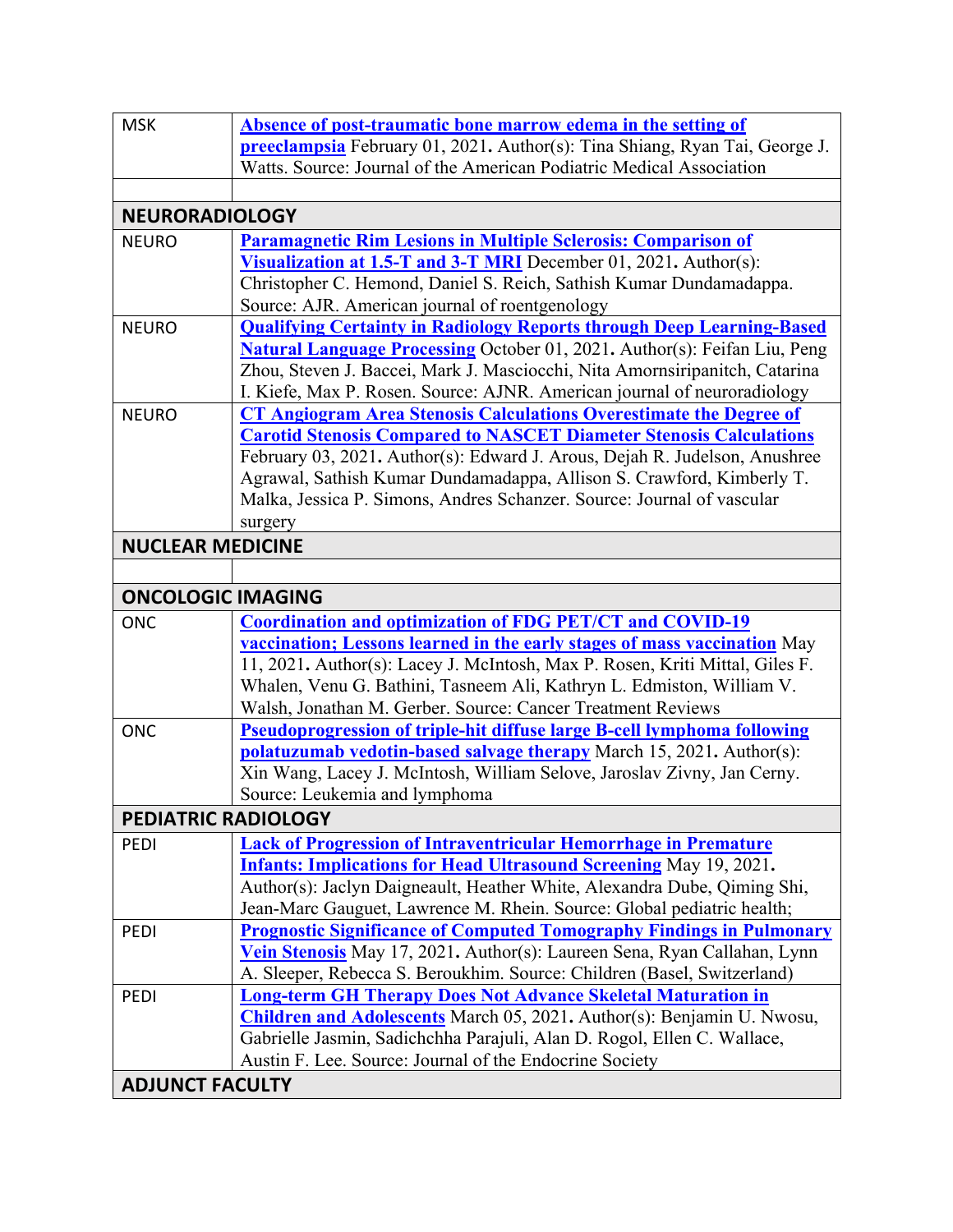| MSK | **[Absence of post-traumatic bone marrow edema in the setting of preeclampsia]()** February 01, 2021**.** Author(s): Tina Shiang, Ryan Tai, George J. Watts. Source: Journal of the American Podiatric Medical Association |
|---|---|
| | |
| **NEURORADIOLOGY** | |
| NEURO | **[Paramagnetic Rim Lesions in Multiple Sclerosis: Comparison of Visualization at 1.5-T and 3-T MRI]()** December 01, 2021**.** Author(s): Christopher C. Hemond, Daniel S. Reich, Sathish Kumar Dundamadappa. Source: AJR. American journal of roentgenology |
| NEURO | **[Qualifying Certainty in Radiology Reports through Deep Learning-Based Natural Language Processing]()** October 01, 2021**.** Author(s): Feifan Liu, Peng Zhou, Steven J. Baccei, Mark J. Masciocchi, Nita Amornsiripanitch, Catarina I. Kiefe, Max P. Rosen. Source: AJNR. American journal of neuroradiology |
| NEURO | **[CT Angiogram Area Stenosis Calculations Overestimate the Degree of Carotid Stenosis Compared to NASCET Diameter Stenosis Calculations]()** February 03, 2021**.** Author(s): Edward J. Arous, Dejah R. Judelson, Anushree Agrawal, Sathish Kumar Dundamadappa, Allison S. Crawford, Kimberly T. Malka, Jessica P. Simons, Andres Schanzer. Source: Journal of vascular surgery |
| **NUCLEAR MEDICINE** | |
| | |
| **ONCOLOGIC IMAGING** | |
| ONC | **[Coordination and optimization of FDG PET/CT and COVID-19 vaccination; Lessons learned in the early stages of mass vaccination]()** May 11, 2021**.** Author(s): Lacey J. McIntosh, Max P. Rosen, Kriti Mittal, Giles F. Whalen, Venu G. Bathini, Tasneem Ali, Kathryn L. Edmiston, William V. Walsh, Jonathan M. Gerber. Source: Cancer Treatment Reviews |
| ONC | **[Pseudoprogression of triple-hit diffuse large B-cell lymphoma following polatuzumab vedotin-based salvage therapy]()** March 15, 2021**.** Author(s): Xin Wang, Lacey J. McIntosh, William Selove, Jaroslav Zivny, Jan Cerny. Source: Leukemia and lymphoma |
| **PEDIATRIC RADIOLOGY** | |
| PEDI | **[Lack of Progression of Intraventricular Hemorrhage in Premature Infants: Implications for Head Ultrasound Screening]()** May 19, 2021**.** Author(s): Jaclyn Daigneault, Heather White, Alexandra Dube, Qiming Shi, Jean-Marc Gauguet, Lawrence M. Rhein. Source: Global pediatric health; |
| PEDI | **[Prognostic Significance of Computed Tomography Findings in Pulmonary Vein Stenosis]()** May 17, 2021**.** Author(s): Laureen Sena, Ryan Callahan, Lynn A. Sleeper, Rebecca S. Beroukhim. Source: Children (Basel, Switzerland) |
| PEDI | **[Long-term GH Therapy Does Not Advance Skeletal Maturation in Children and Adolescents]()** March 05, 2021**.** Author(s): Benjamin U. Nwosu, Gabrielle Jasmin, Sadichchha Parajuli, Alan D. Rogol, Ellen C. Wallace, Austin F. Lee. Source: Journal of the Endocrine Society |
| **ADJUNCT FACULTY** | |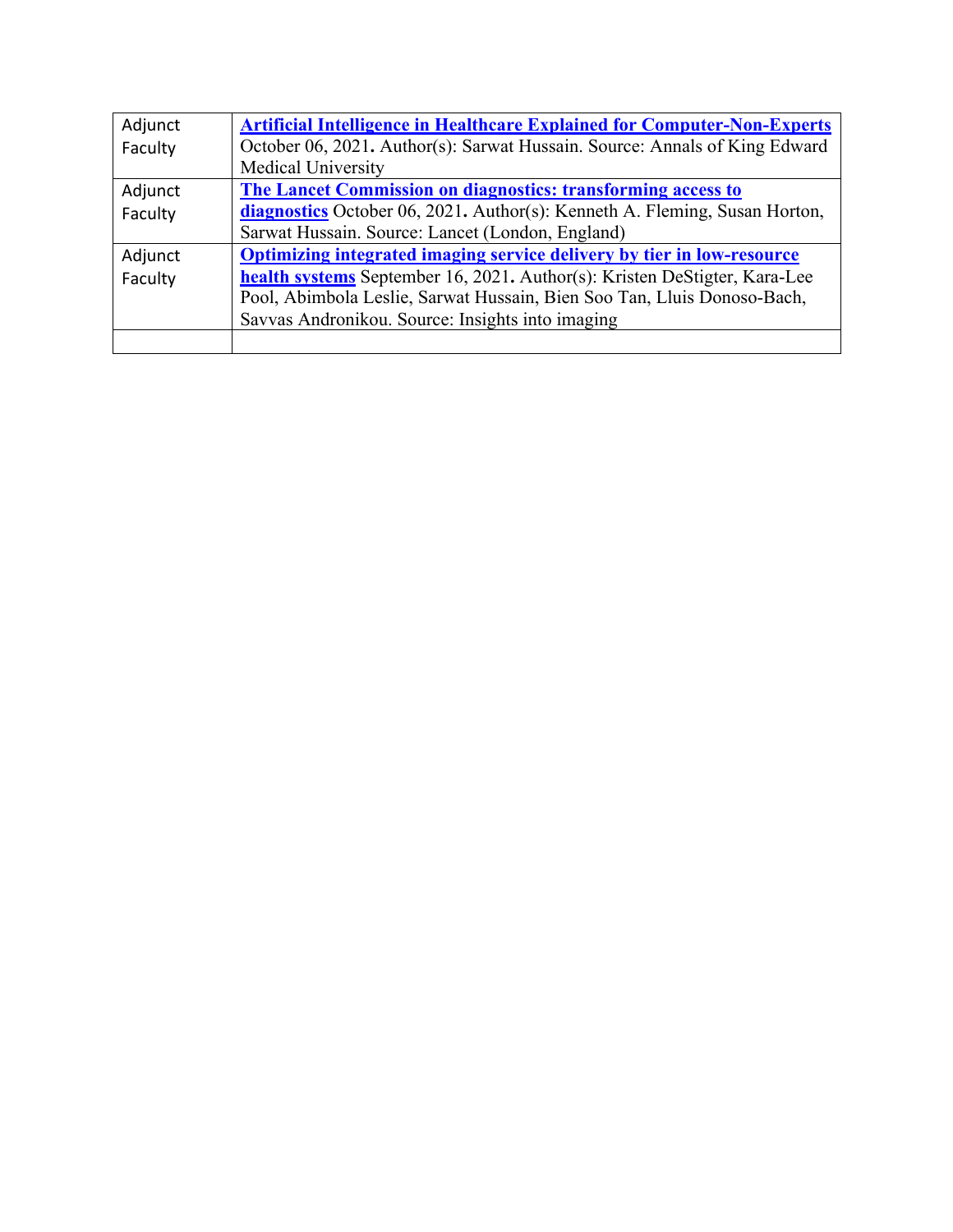| | |
|---|---|
| Adjunct Faculty | **Artificial Intelligence in Healthcare Explained for Computer-Non-Experts** October 06, 2021**.** Author(s): Sarwat Hussain. Source: Annals of King Edward Medical University |
| Adjunct Faculty | **The Lancet Commission on diagnostics: transforming access to diagnostics** October 06, 2021**.** Author(s): Kenneth A. Fleming, Susan Horton, Sarwat Hussain. Source: Lancet (London, England) |
| Adjunct Faculty | **Optimizing integrated imaging service delivery by tier in low-resource health systems** September 16, 2021**.** Author(s): Kristen DeStigter, Kara-Lee Pool, Abimbola Leslie, Sarwat Hussain, Bien Soo Tan, Lluis Donoso-Bach, Savvas Andronikou. Source: Insights into imaging |
| | |